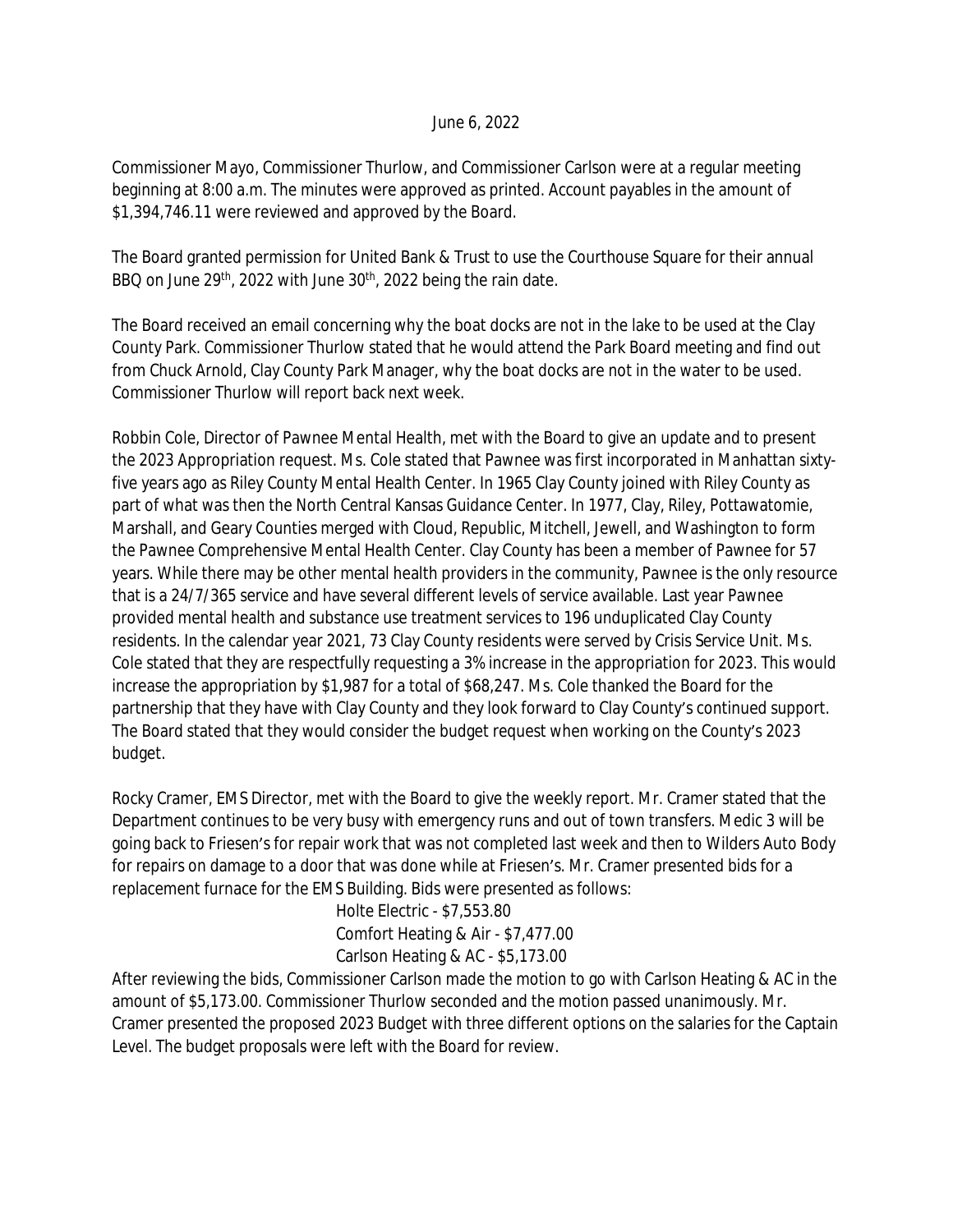June 6, 2022

Commissioner Mayo, Commissioner Thurlow, and Commissioner Carlson were at a regular meeting beginning at 8:00 a.m. The minutes were approved as printed. Account payables in the amount of $1,394,746.11 were reviewed and approved by the Board.

The Board granted permission for United Bank & Trust to use the Courthouse Square for their annual BBQ on June 29th, 2022 with June 30th, 2022 being the rain date.

The Board received an email concerning why the boat docks are not in the lake to be used at the Clay County Park. Commissioner Thurlow stated that he would attend the Park Board meeting and find out from Chuck Arnold, Clay County Park Manager, why the boat docks are not in the water to be used. Commissioner Thurlow will report back next week.

Robbin Cole, Director of Pawnee Mental Health, met with the Board to give an update and to present the 2023 Appropriation request. Ms. Cole stated that Pawnee was first incorporated in Manhattan sixty-five years ago as Riley County Mental Health Center. In 1965 Clay County joined with Riley County as part of what was then the North Central Kansas Guidance Center. In 1977, Clay, Riley, Pottawatomie, Marshall, and Geary Counties merged with Cloud, Republic, Mitchell, Jewell, and Washington to form the Pawnee Comprehensive Mental Health Center. Clay County has been a member of Pawnee for 57 years. While there may be other mental health providers in the community, Pawnee is the only resource that is a 24/7/365 service and have several different levels of service available. Last year Pawnee provided mental health and substance use treatment services to 196 unduplicated Clay County residents. In the calendar year 2021, 73 Clay County residents were served by Crisis Service Unit. Ms. Cole stated that they are respectfully requesting a 3% increase in the appropriation for 2023. This would increase the appropriation by $1,987 for a total of $68,247. Ms. Cole thanked the Board for the partnership that they have with Clay County and they look forward to Clay County's continued support. The Board stated that they would consider the budget request when working on the County's 2023 budget.

Rocky Cramer, EMS Director, met with the Board to give the weekly report. Mr. Cramer stated that the Department continues to be very busy with emergency runs and out of town transfers. Medic 3 will be going back to Friesen's for repair work that was not completed last week and then to Wilders Auto Body for repairs on damage to a door that was done while at Friesen's. Mr. Cramer presented bids for a replacement furnace for the EMS Building. Bids were presented as follows:

Holte Electric - $7,553.80
Comfort Heating & Air - $7,477.00
Carlson Heating & AC - $5,173.00

After reviewing the bids, Commissioner Carlson made the motion to go with Carlson Heating & AC in the amount of $5,173.00. Commissioner Thurlow seconded and the motion passed unanimously. Mr. Cramer presented the proposed 2023 Budget with three different options on the salaries for the Captain Level. The budget proposals were left with the Board for review.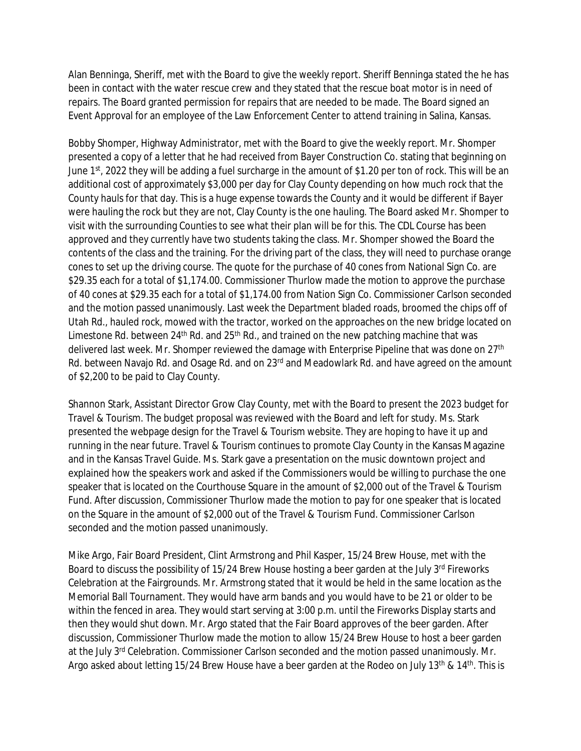Alan Benninga, Sheriff, met with the Board to give the weekly report. Sheriff Benninga stated the he has been in contact with the water rescue crew and they stated that the rescue boat motor is in need of repairs. The Board granted permission for repairs that are needed to be made. The Board signed an Event Approval for an employee of the Law Enforcement Center to attend training in Salina, Kansas.

Bobby Shomper, Highway Administrator, met with the Board to give the weekly report. Mr. Shomper presented a copy of a letter that he had received from Bayer Construction Co. stating that beginning on June 1st, 2022 they will be adding a fuel surcharge in the amount of $1.20 per ton of rock. This will be an additional cost of approximately $3,000 per day for Clay County depending on how much rock that the County hauls for that day. This is a huge expense towards the County and it would be different if Bayer were hauling the rock but they are not, Clay County is the one hauling. The Board asked Mr. Shomper to visit with the surrounding Counties to see what their plan will be for this. The CDL Course has been approved and they currently have two students taking the class. Mr. Shomper showed the Board the contents of the class and the training. For the driving part of the class, they will need to purchase orange cones to set up the driving course. The quote for the purchase of 40 cones from National Sign Co. are $29.35 each for a total of $1,174.00. Commissioner Thurlow made the motion to approve the purchase of 40 cones at $29.35 each for a total of $1,174.00 from Nation Sign Co. Commissioner Carlson seconded and the motion passed unanimously. Last week the Department bladed roads, broomed the chips off of Utah Rd., hauled rock, mowed with the tractor, worked on the approaches on the new bridge located on Limestone Rd. between 24th Rd. and 25th Rd., and trained on the new patching machine that was delivered last week. Mr. Shomper reviewed the damage with Enterprise Pipeline that was done on 27th Rd. between Navajo Rd. and Osage Rd. and on 23rd and Meadowlark Rd. and have agreed on the amount of $2,200 to be paid to Clay County.

Shannon Stark, Assistant Director Grow Clay County, met with the Board to present the 2023 budget for Travel & Tourism. The budget proposal was reviewed with the Board and left for study. Ms. Stark presented the webpage design for the Travel & Tourism website. They are hoping to have it up and running in the near future. Travel & Tourism continues to promote Clay County in the Kansas Magazine and in the Kansas Travel Guide. Ms. Stark gave a presentation on the music downtown project and explained how the speakers work and asked if the Commissioners would be willing to purchase the one speaker that is located on the Courthouse Square in the amount of $2,000 out of the Travel & Tourism Fund. After discussion, Commissioner Thurlow made the motion to pay for one speaker that is located on the Square in the amount of $2,000 out of the Travel & Tourism Fund. Commissioner Carlson seconded and the motion passed unanimously.

Mike Argo, Fair Board President, Clint Armstrong and Phil Kasper, 15/24 Brew House, met with the Board to discuss the possibility of 15/24 Brew House hosting a beer garden at the July 3rd Fireworks Celebration at the Fairgrounds. Mr. Armstrong stated that it would be held in the same location as the Memorial Ball Tournament. They would have arm bands and you would have to be 21 or older to be within the fenced in area. They would start serving at 3:00 p.m. until the Fireworks Display starts and then they would shut down. Mr. Argo stated that the Fair Board approves of the beer garden. After discussion, Commissioner Thurlow made the motion to allow 15/24 Brew House to host a beer garden at the July 3rd Celebration. Commissioner Carlson seconded and the motion passed unanimously. Mr. Argo asked about letting 15/24 Brew House have a beer garden at the Rodeo on July 13th & 14th. This is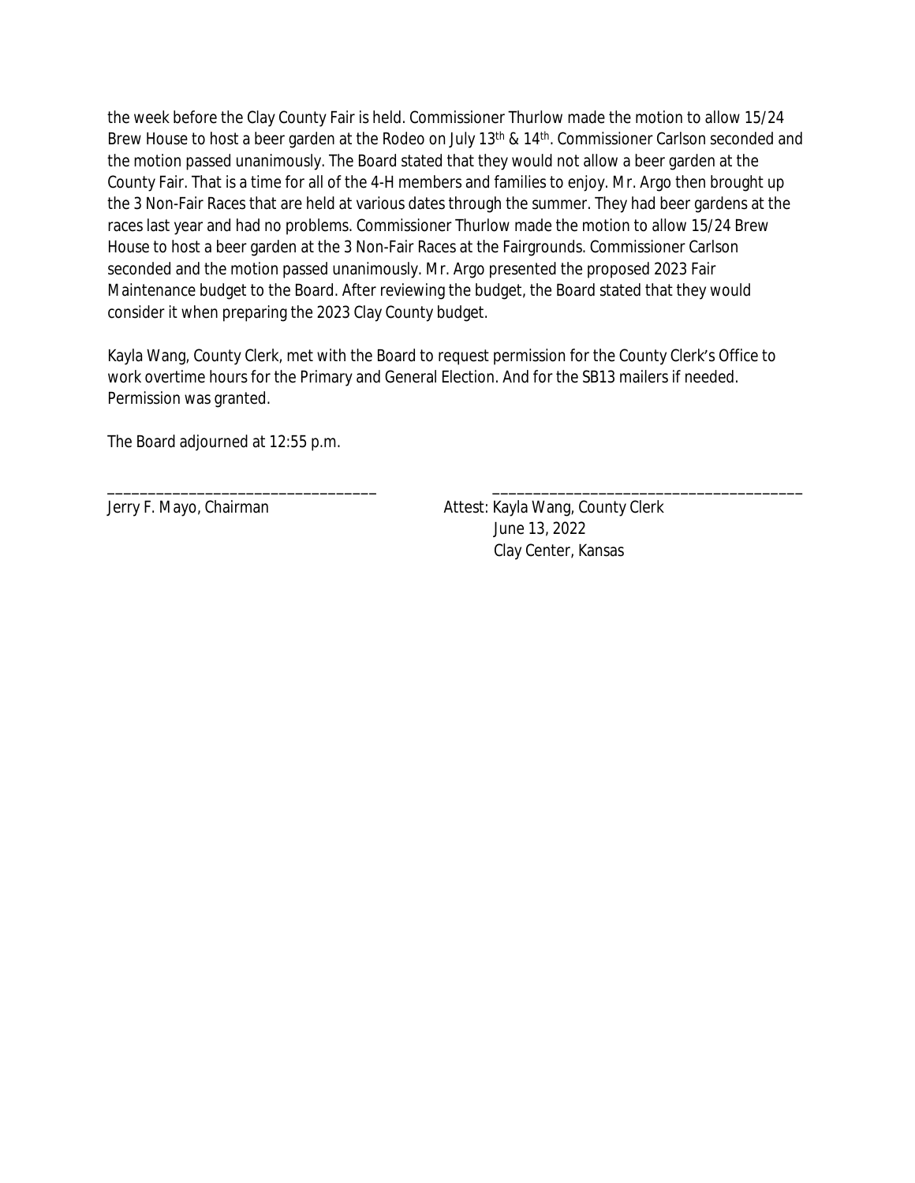the week before the Clay County Fair is held. Commissioner Thurlow made the motion to allow 15/24 Brew House to host a beer garden at the Rodeo on July 13th & 14th. Commissioner Carlson seconded and the motion passed unanimously. The Board stated that they would not allow a beer garden at the County Fair. That is a time for all of the 4-H members and families to enjoy. Mr. Argo then brought up the 3 Non-Fair Races that are held at various dates through the summer. They had beer gardens at the races last year and had no problems. Commissioner Thurlow made the motion to allow 15/24 Brew House to host a beer garden at the 3 Non-Fair Races at the Fairgrounds. Commissioner Carlson seconded and the motion passed unanimously. Mr. Argo presented the proposed 2023 Fair Maintenance budget to the Board. After reviewing the budget, the Board stated that they would consider it when preparing the 2023 Clay County budget.

Kayla Wang, County Clerk, met with the Board to request permission for the County Clerk's Office to work overtime hours for the Primary and General Election. And for the SB13 mailers if needed. Permission was granted.

The Board adjourned at 12:55 p.m.

_________________________________ _______________________________________

Jerry F. Mayo, Chairman

Attest: Kayla Wang, County Clerk
June 13, 2022
Clay Center, Kansas